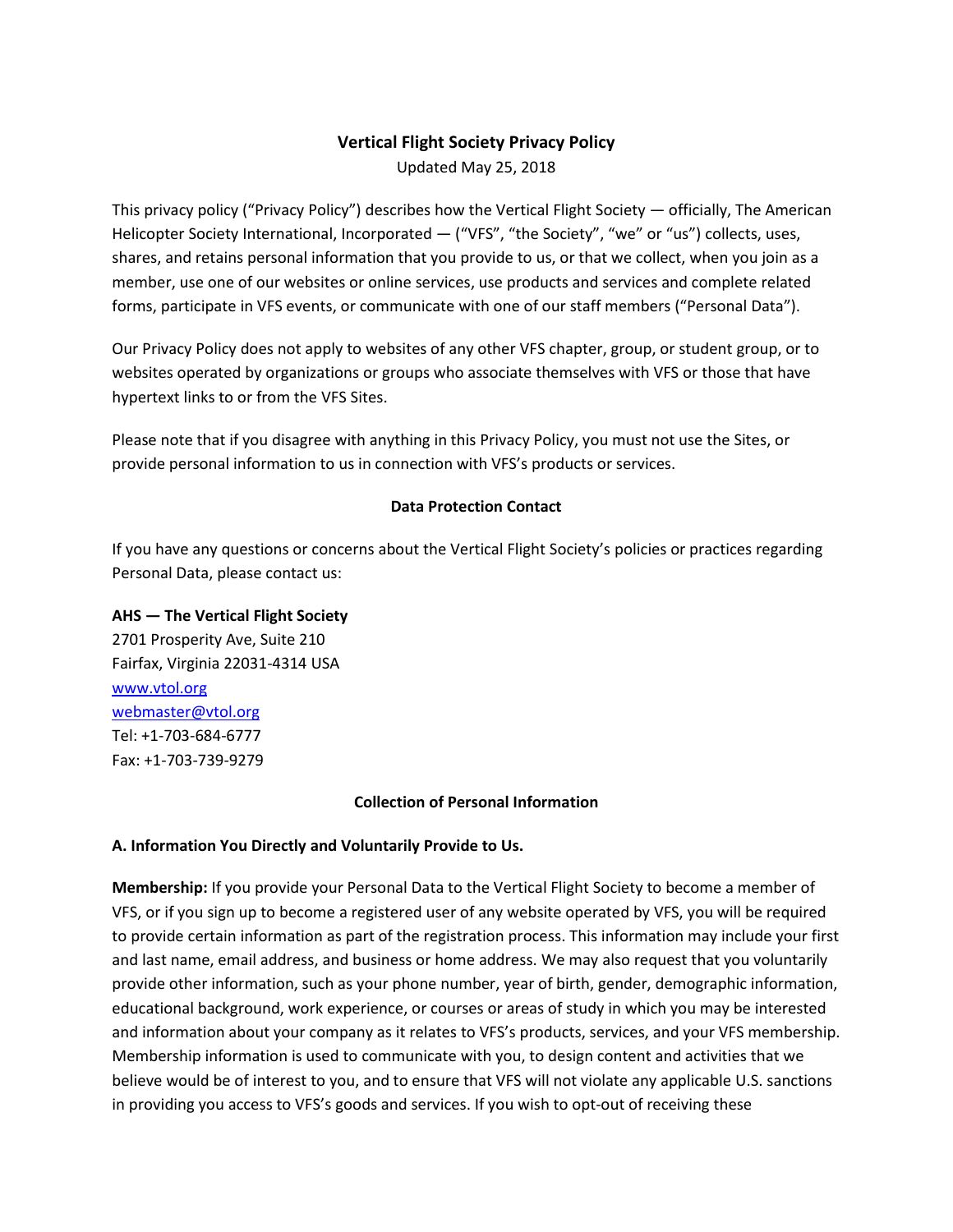# Vertical Flight Society Privacy Policy

Updated May 25, 2018

This privacy policy ("Privacy Policy") describes how the Vertical Flight Society — officially, The American Helicopter Society International, Incorporated — ("VFS", "the Society", "we" or "us") collects, uses, shares, and retains personal information that you provide to us, or that we collect, when you join as a member, use one of our websites or online services, use products and services and complete related forms, participate in VFS events, or communicate with one of our staff members ("Personal Data").

Our Privacy Policy does not apply to websites of any other VFS chapter, group, or student group, or to websites operated by organizations or groups who associate themselves with VFS or those that have hypertext links to or from the VFS Sites.

Please note that if you disagree with anything in this Privacy Policy, you must not use the Sites, or provide personal information to us in connection with VFS's products or services.

## Data Protection Contact

If you have any questions or concerns about the Vertical Flight Society's policies or practices regarding Personal Data, please contact us:

**AHS — The Vertical Flight Society**
2701 Prosperity Ave, Suite 210
Fairfax, Virginia 22031-4314 USA
www.vtol.org
webmaster@vtol.org
Tel: +1-703-684-6777
Fax: +1-703-739-9279

## Collection of Personal Information

### A. Information You Directly and Voluntarily Provide to Us.

**Membership:** If you provide your Personal Data to the Vertical Flight Society to become a member of VFS, or if you sign up to become a registered user of any website operated by VFS, you will be required to provide certain information as part of the registration process. This information may include your first and last name, email address, and business or home address. We may also request that you voluntarily provide other information, such as your phone number, year of birth, gender, demographic information, educational background, work experience, or courses or areas of study in which you may be interested and information about your company as it relates to VFS's products, services, and your VFS membership. Membership information is used to communicate with you, to design content and activities that we believe would be of interest to you, and to ensure that VFS will not violate any applicable U.S. sanctions in providing you access to VFS's goods and services. If you wish to opt-out of receiving these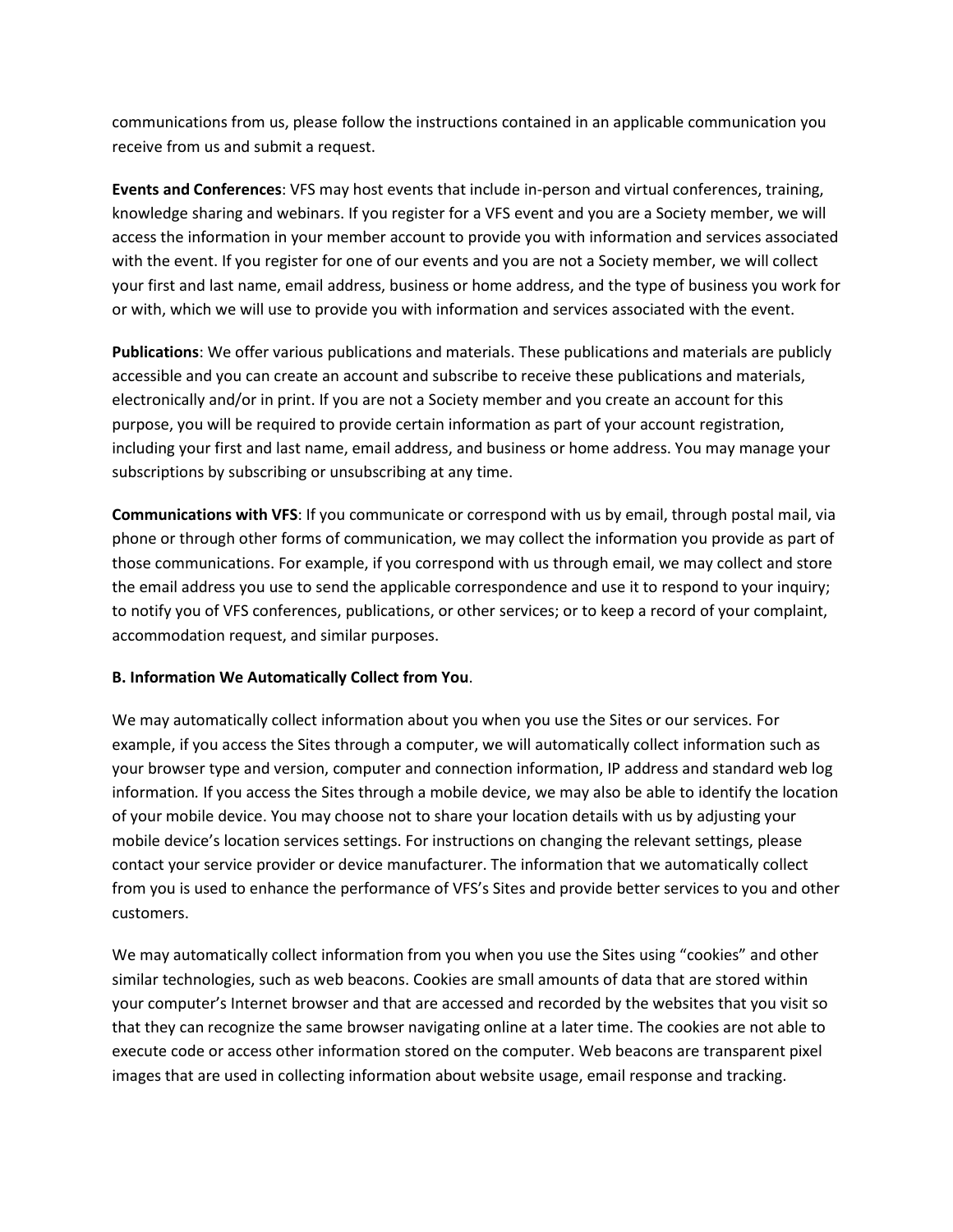communications from us, please follow the instructions contained in an applicable communication you receive from us and submit a request.

**Events and Conferences**: VFS may host events that include in-person and virtual conferences, training, knowledge sharing and webinars. If you register for a VFS event and you are a Society member, we will access the information in your member account to provide you with information and services associated with the event. If you register for one of our events and you are not a Society member, we will collect your first and last name, email address, business or home address, and the type of business you work for or with, which we will use to provide you with information and services associated with the event.

**Publications**: We offer various publications and materials. These publications and materials are publicly accessible and you can create an account and subscribe to receive these publications and materials, electronically and/or in print. If you are not a Society member and you create an account for this purpose, you will be required to provide certain information as part of your account registration, including your first and last name, email address, and business or home address. You may manage your subscriptions by subscribing or unsubscribing at any time.

**Communications with VFS**: If you communicate or correspond with us by email, through postal mail, via phone or through other forms of communication, we may collect the information you provide as part of those communications. For example, if you correspond with us through email, we may collect and store the email address you use to send the applicable correspondence and use it to respond to your inquiry; to notify you of VFS conferences, publications, or other services; or to keep a record of your complaint, accommodation request, and similar purposes.

**B. Information We Automatically Collect from You**.

We may automatically collect information about you when you use the Sites or our services. For example, if you access the Sites through a computer, we will automatically collect information such as your browser type and version, computer and connection information, IP address and standard web log information. If you access the Sites through a mobile device, we may also be able to identify the location of your mobile device. You may choose not to share your location details with us by adjusting your mobile device's location services settings. For instructions on changing the relevant settings, please contact your service provider or device manufacturer. The information that we automatically collect from you is used to enhance the performance of VFS's Sites and provide better services to you and other customers.

We may automatically collect information from you when you use the Sites using "cookies" and other similar technologies, such as web beacons. Cookies are small amounts of data that are stored within your computer's Internet browser and that are accessed and recorded by the websites that you visit so that they can recognize the same browser navigating online at a later time. The cookies are not able to execute code or access other information stored on the computer. Web beacons are transparent pixel images that are used in collecting information about website usage, email response and tracking.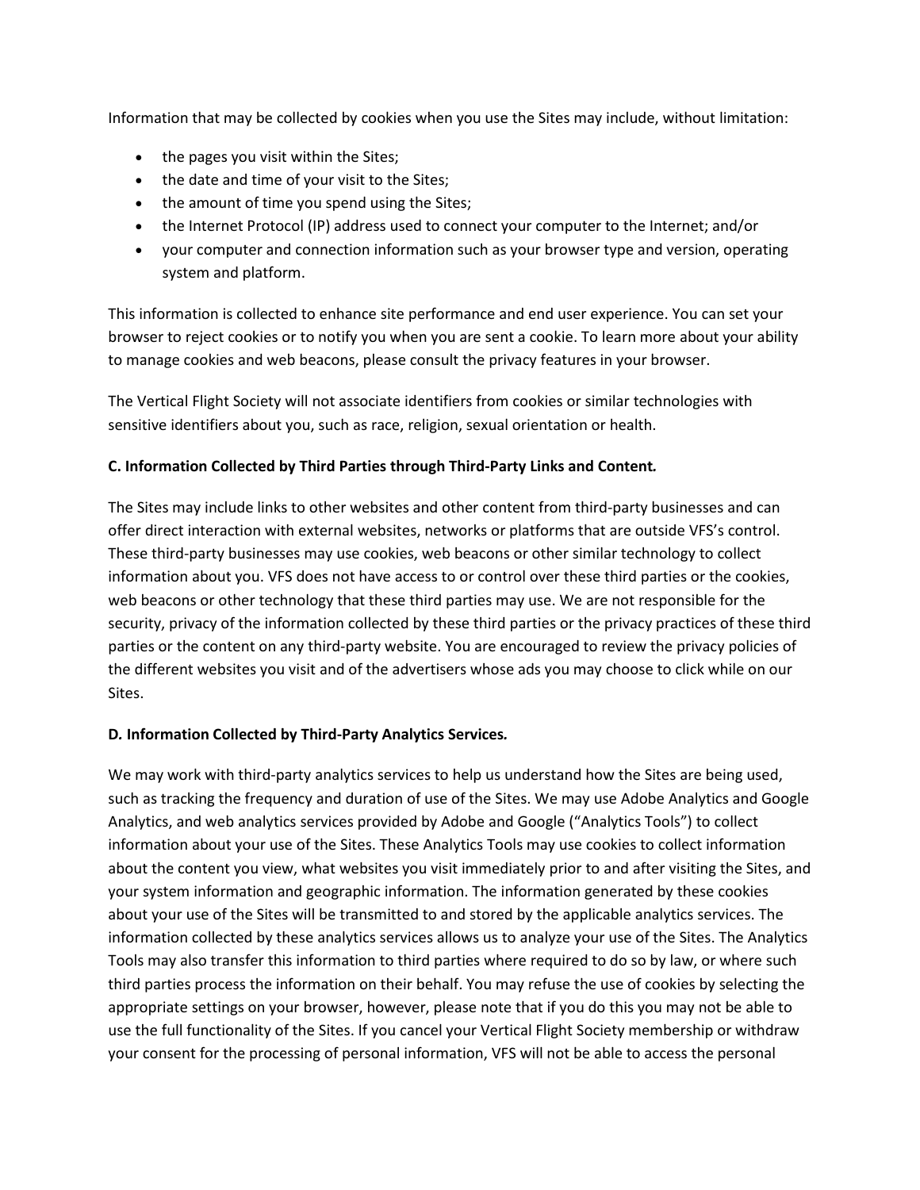Information that may be collected by cookies when you use the Sites may include, without limitation:

- the pages you visit within the Sites;
- the date and time of your visit to the Sites;
- the amount of time you spend using the Sites;
- the Internet Protocol (IP) address used to connect your computer to the Internet; and/or
- your computer and connection information such as your browser type and version, operating system and platform.

This information is collected to enhance site performance and end user experience. You can set your browser to reject cookies or to notify you when you are sent a cookie. To learn more about your ability to manage cookies and web beacons, please consult the privacy features in your browser.

The Vertical Flight Society will not associate identifiers from cookies or similar technologies with sensitive identifiers about you, such as race, religion, sexual orientation or health.

**C. Information Collected by Third Parties through Third-Party Links and Content.**

The Sites may include links to other websites and other content from third-party businesses and can offer direct interaction with external websites, networks or platforms that are outside VFS's control. These third-party businesses may use cookies, web beacons or other similar technology to collect information about you. VFS does not have access to or control over these third parties or the cookies, web beacons or other technology that these third parties may use. We are not responsible for the security, privacy of the information collected by these third parties or the privacy practices of these third parties or the content on any third-party website. You are encouraged to review the privacy policies of the different websites you visit and of the advertisers whose ads you may choose to click while on our Sites.

**D. Information Collected by Third-Party Analytics Services.**

We may work with third-party analytics services to help us understand how the Sites are being used, such as tracking the frequency and duration of use of the Sites. We may use Adobe Analytics and Google Analytics, and web analytics services provided by Adobe and Google ("Analytics Tools") to collect information about your use of the Sites. These Analytics Tools may use cookies to collect information about the content you view, what websites you visit immediately prior to and after visiting the Sites, and your system information and geographic information. The information generated by these cookies about your use of the Sites will be transmitted to and stored by the applicable analytics services. The information collected by these analytics services allows us to analyze your use of the Sites. The Analytics Tools may also transfer this information to third parties where required to do so by law, or where such third parties process the information on their behalf. You may refuse the use of cookies by selecting the appropriate settings on your browser, however, please note that if you do this you may not be able to use the full functionality of the Sites. If you cancel your Vertical Flight Society membership or withdraw your consent for the processing of personal information, VFS will not be able to access the personal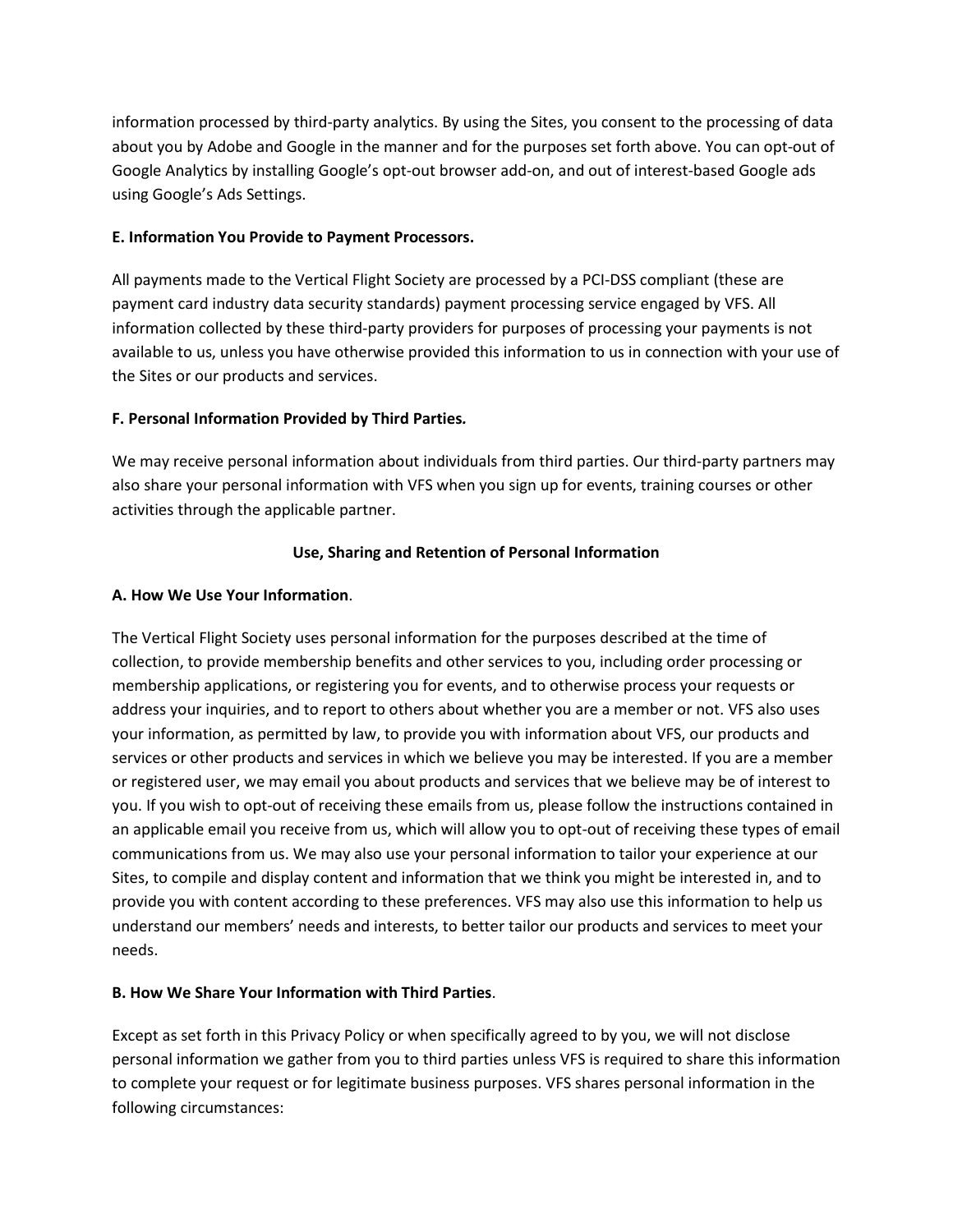information processed by third-party analytics. By using the Sites, you consent to the processing of data about you by Adobe and Google in the manner and for the purposes set forth above. You can opt-out of Google Analytics by installing Google's opt-out browser add-on, and out of interest-based Google ads using Google's Ads Settings.

**E. Information You Provide to Payment Processors.**

All payments made to the Vertical Flight Society are processed by a PCI-DSS compliant (these are payment card industry data security standards) payment processing service engaged by VFS. All information collected by these third-party providers for purposes of processing your payments is not available to us, unless you have otherwise provided this information to us in connection with your use of the Sites or our products and services.

**F. Personal Information Provided by Third Parties.**

We may receive personal information about individuals from third parties. Our third-party partners may also share your personal information with VFS when you sign up for events, training courses or other activities through the applicable partner.

## Use, Sharing and Retention of Personal Information

**A. How We Use Your Information**.

The Vertical Flight Society uses personal information for the purposes described at the time of collection, to provide membership benefits and other services to you, including order processing or membership applications, or registering you for events, and to otherwise process your requests or address your inquiries, and to report to others about whether you are a member or not. VFS also uses your information, as permitted by law, to provide you with information about VFS, our products and services or other products and services in which we believe you may be interested. If you are a member or registered user, we may email you about products and services that we believe may be of interest to you. If you wish to opt-out of receiving these emails from us, please follow the instructions contained in an applicable email you receive from us, which will allow you to opt-out of receiving these types of email communications from us. We may also use your personal information to tailor your experience at our Sites, to compile and display content and information that we think you might be interested in, and to provide you with content according to these preferences. VFS may also use this information to help us understand our members' needs and interests, to better tailor our products and services to meet your needs.

**B. How We Share Your Information with Third Parties**.

Except as set forth in this Privacy Policy or when specifically agreed to by you, we will not disclose personal information we gather from you to third parties unless VFS is required to share this information to complete your request or for legitimate business purposes. VFS shares personal information in the following circumstances: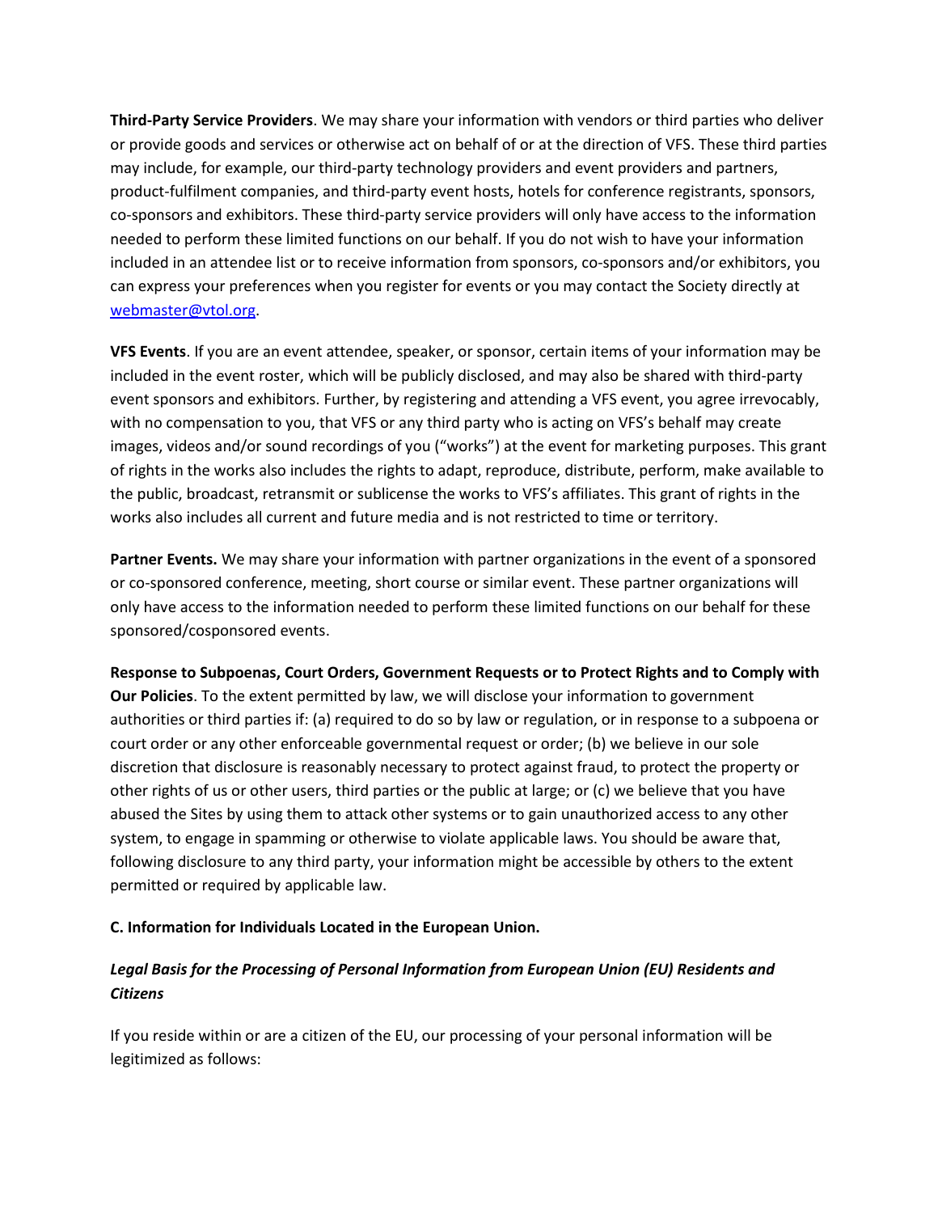**Third-Party Service Providers**. We may share your information with vendors or third parties who deliver or provide goods and services or otherwise act on behalf of or at the direction of VFS. These third parties may include, for example, our third-party technology providers and event providers and partners, product-fulfilment companies, and third-party event hosts, hotels for conference registrants, sponsors, co-sponsors and exhibitors. These third-party service providers will only have access to the information needed to perform these limited functions on our behalf. If you do not wish to have your information included in an attendee list or to receive information from sponsors, co-sponsors and/or exhibitors, you can express your preferences when you register for events or you may contact the Society directly at [webmaster@vtol.org](mailto:webmaster@vtol.org).

**VFS Events**. If you are an event attendee, speaker, or sponsor, certain items of your information may be included in the event roster, which will be publicly disclosed, and may also be shared with third-party event sponsors and exhibitors. Further, by registering and attending a VFS event, you agree irrevocably, with no compensation to you, that VFS or any third party who is acting on VFS's behalf may create images, videos and/or sound recordings of you ("works") at the event for marketing purposes. This grant of rights in the works also includes the rights to adapt, reproduce, distribute, perform, make available to the public, broadcast, retransmit or sublicense the works to VFS's affiliates. This grant of rights in the works also includes all current and future media and is not restricted to time or territory.

**Partner Events.** We may share your information with partner organizations in the event of a sponsored or co-sponsored conference, meeting, short course or similar event. These partner organizations will only have access to the information needed to perform these limited functions on our behalf for these sponsored/cosponsored events.

**Response to Subpoenas, Court Orders, Government Requests or to Protect Rights and to Comply with Our Policies**. To the extent permitted by law, we will disclose your information to government authorities or third parties if: (a) required to do so by law or regulation, or in response to a subpoena or court order or any other enforceable governmental request or order; (b) we believe in our sole discretion that disclosure is reasonably necessary to protect against fraud, to protect the property or other rights of us or other users, third parties or the public at large; or (c) we believe that you have abused the Sites by using them to attack other systems or to gain unauthorized access to any other system, to engage in spamming or otherwise to violate applicable laws. You should be aware that, following disclosure to any third party, your information might be accessible by others to the extent permitted or required by applicable law.

**C. Information for Individuals Located in the European Union.**

***Legal Basis for the Processing of Personal Information from European Union (EU) Residents and Citizens***

If you reside within or are a citizen of the EU, our processing of your personal information will be legitimized as follows: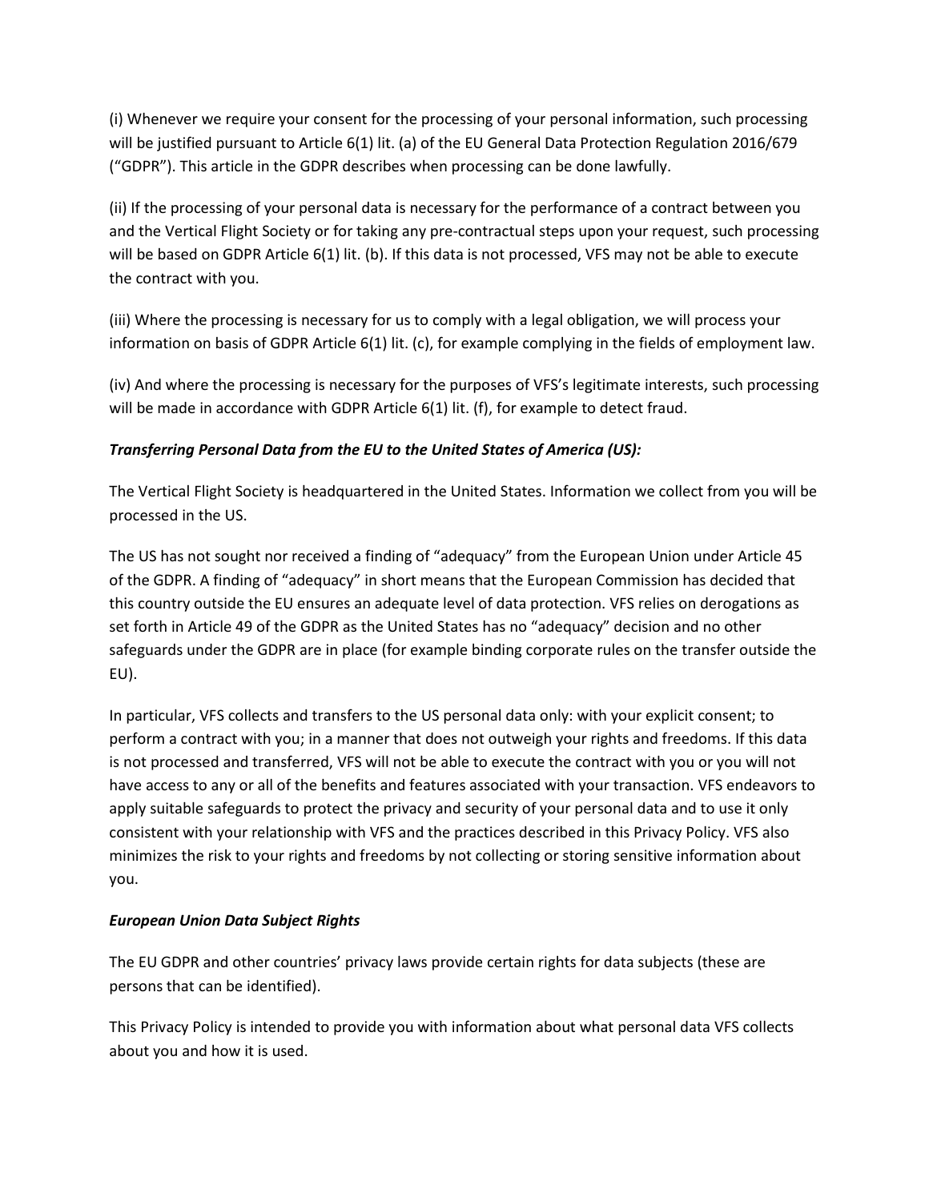(i) Whenever we require your consent for the processing of your personal information, such processing will be justified pursuant to Article 6(1) lit. (a) of the EU General Data Protection Regulation 2016/679 ("GDPR"). This article in the GDPR describes when processing can be done lawfully.

(ii) If the processing of your personal data is necessary for the performance of a contract between you and the Vertical Flight Society or for taking any pre-contractual steps upon your request, such processing will be based on GDPR Article 6(1) lit. (b). If this data is not processed, VFS may not be able to execute the contract with you.

(iii) Where the processing is necessary for us to comply with a legal obligation, we will process your information on basis of GDPR Article 6(1) lit. (c), for example complying in the fields of employment law.

(iv) And where the processing is necessary for the purposes of VFS's legitimate interests, such processing will be made in accordance with GDPR Article 6(1) lit. (f), for example to detect fraud.

***Transferring Personal Data from the EU to the United States of America (US):***

The Vertical Flight Society is headquartered in the United States. Information we collect from you will be processed in the US.

The US has not sought nor received a finding of "adequacy" from the European Union under Article 45 of the GDPR. A finding of "adequacy" in short means that the European Commission has decided that this country outside the EU ensures an adequate level of data protection. VFS relies on derogations as set forth in Article 49 of the GDPR as the United States has no "adequacy" decision and no other safeguards under the GDPR are in place (for example binding corporate rules on the transfer outside the EU).

In particular, VFS collects and transfers to the US personal data only: with your explicit consent; to perform a contract with you; in a manner that does not outweigh your rights and freedoms. If this data is not processed and transferred, VFS will not be able to execute the contract with you or you will not have access to any or all of the benefits and features associated with your transaction. VFS endeavors to apply suitable safeguards to protect the privacy and security of your personal data and to use it only consistent with your relationship with VFS and the practices described in this Privacy Policy. VFS also minimizes the risk to your rights and freedoms by not collecting or storing sensitive information about you.

***European Union Data Subject Rights***

The EU GDPR and other countries' privacy laws provide certain rights for data subjects (these are persons that can be identified).

This Privacy Policy is intended to provide you with information about what personal data VFS collects about you and how it is used.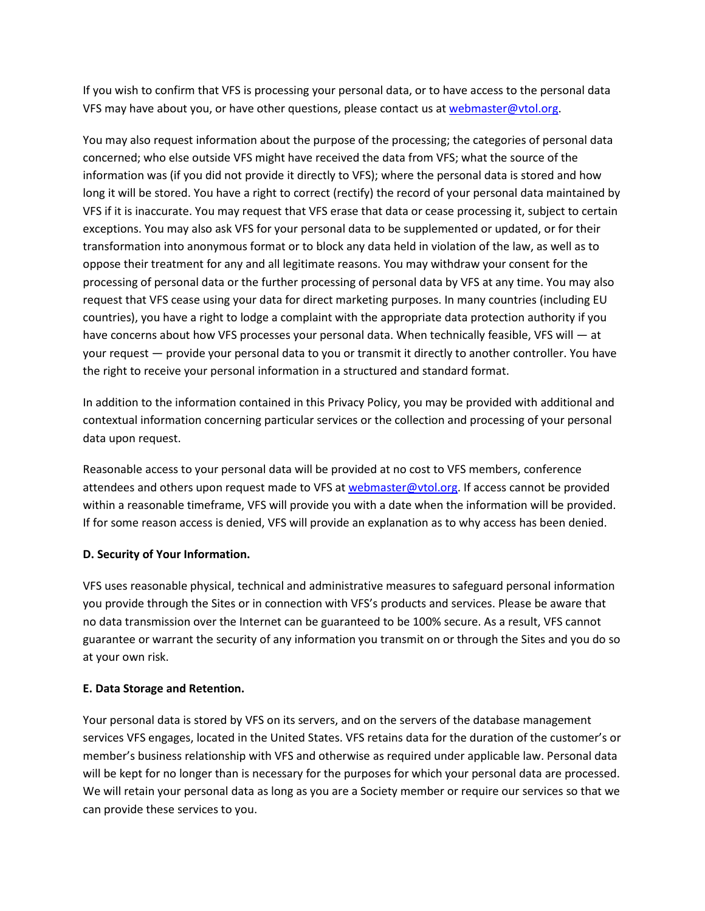If you wish to confirm that VFS is processing your personal data, or to have access to the personal data VFS may have about you, or have other questions, please contact us at [webmaster@vtol.org](mailto:webmaster@vtol.org).

You may also request information about the purpose of the processing; the categories of personal data concerned; who else outside VFS might have received the data from VFS; what the source of the information was (if you did not provide it directly to VFS); where the personal data is stored and how long it will be stored. You have a right to correct (rectify) the record of your personal data maintained by VFS if it is inaccurate. You may request that VFS erase that data or cease processing it, subject to certain exceptions. You may also ask VFS for your personal data to be supplemented or updated, or for their transformation into anonymous format or to block any data held in violation of the law, as well as to oppose their treatment for any and all legitimate reasons. You may withdraw your consent for the processing of personal data or the further processing of personal data by VFS at any time. You may also request that VFS cease using your data for direct marketing purposes. In many countries (including EU countries), you have a right to lodge a complaint with the appropriate data protection authority if you have concerns about how VFS processes your personal data. When technically feasible, VFS will — at your request — provide your personal data to you or transmit it directly to another controller. You have the right to receive your personal information in a structured and standard format.

In addition to the information contained in this Privacy Policy, you may be provided with additional and contextual information concerning particular services or the collection and processing of your personal data upon request.

Reasonable access to your personal data will be provided at no cost to VFS members, conference attendees and others upon request made to VFS at [webmaster@vtol.org](mailto:webmaster@vtol.org). If access cannot be provided within a reasonable timeframe, VFS will provide you with a date when the information will be provided. If for some reason access is denied, VFS will provide an explanation as to why access has been denied.

**D. Security of Your Information.**

VFS uses reasonable physical, technical and administrative measures to safeguard personal information you provide through the Sites or in connection with VFS's products and services. Please be aware that no data transmission over the Internet can be guaranteed to be 100% secure. As a result, VFS cannot guarantee or warrant the security of any information you transmit on or through the Sites and you do so at your own risk.

**E. Data Storage and Retention.**

Your personal data is stored by VFS on its servers, and on the servers of the database management services VFS engages, located in the United States. VFS retains data for the duration of the customer's or member's business relationship with VFS and otherwise as required under applicable law. Personal data will be kept for no longer than is necessary for the purposes for which your personal data are processed. We will retain your personal data as long as you are a Society member or require our services so that we can provide these services to you.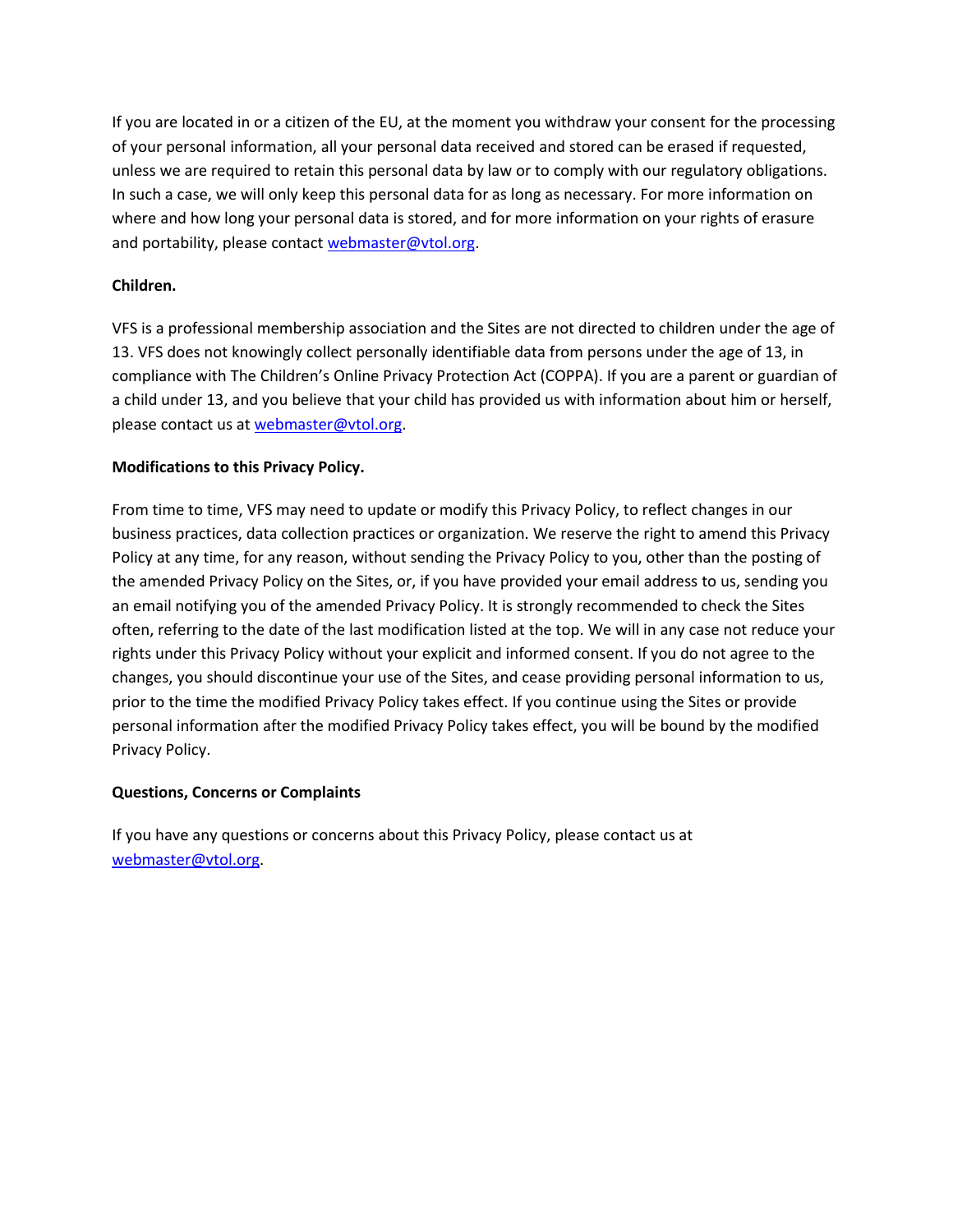If you are located in or a citizen of the EU, at the moment you withdraw your consent for the processing of your personal information, all your personal data received and stored can be erased if requested, unless we are required to retain this personal data by law or to comply with our regulatory obligations. In such a case, we will only keep this personal data for as long as necessary. For more information on where and how long your personal data is stored, and for more information on your rights of erasure and portability, please contact webmaster@vtol.org.

**Children.**

VFS is a professional membership association and the Sites are not directed to children under the age of 13. VFS does not knowingly collect personally identifiable data from persons under the age of 13, in compliance with The Children's Online Privacy Protection Act (COPPA). If you are a parent or guardian of a child under 13, and you believe that your child has provided us with information about him or herself, please contact us at webmaster@vtol.org.

**Modifications to this Privacy Policy.**

From time to time, VFS may need to update or modify this Privacy Policy, to reflect changes in our business practices, data collection practices or organization. We reserve the right to amend this Privacy Policy at any time, for any reason, without sending the Privacy Policy to you, other than the posting of the amended Privacy Policy on the Sites, or, if you have provided your email address to us, sending you an email notifying you of the amended Privacy Policy. It is strongly recommended to check the Sites often, referring to the date of the last modification listed at the top. We will in any case not reduce your rights under this Privacy Policy without your explicit and informed consent. If you do not agree to the changes, you should discontinue your use of the Sites, and cease providing personal information to us, prior to the time the modified Privacy Policy takes effect. If you continue using the Sites or provide personal information after the modified Privacy Policy takes effect, you will be bound by the modified Privacy Policy.

**Questions, Concerns or Complaints**

If you have any questions or concerns about this Privacy Policy, please contact us at webmaster@vtol.org.